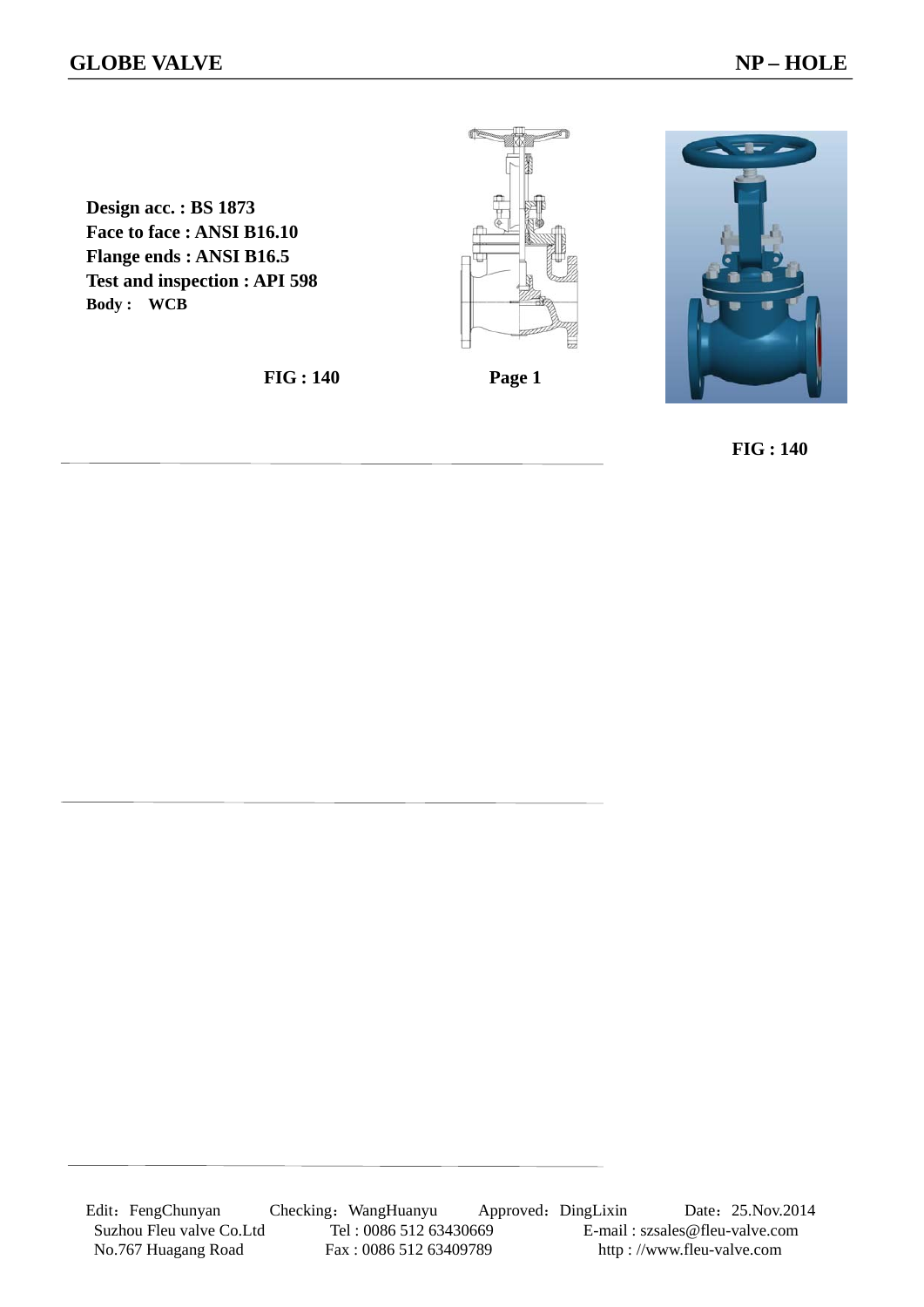# GLOBE VALVE

## NP – HOLE

**Design acc. : BS 1873**
**Face to face : ANSI B16.10**
**Flange ends : ANSI B16.5**
**Test and inspection : API 598**
**Body : WCB**

**FIG : 140**

**FIG : 140**

Edit：FengChunyan Checking：WangHuanyu Approved：DingLixin Date：25.Nov.2014

Suzhou Fleu valve Co.Ltd Tel : 0086 512 63430669 E-mail : szsales@fleu-valve.com

No.767 Huagang Road Fax : 0086 512 63409789 http : //www.fleu-valve.com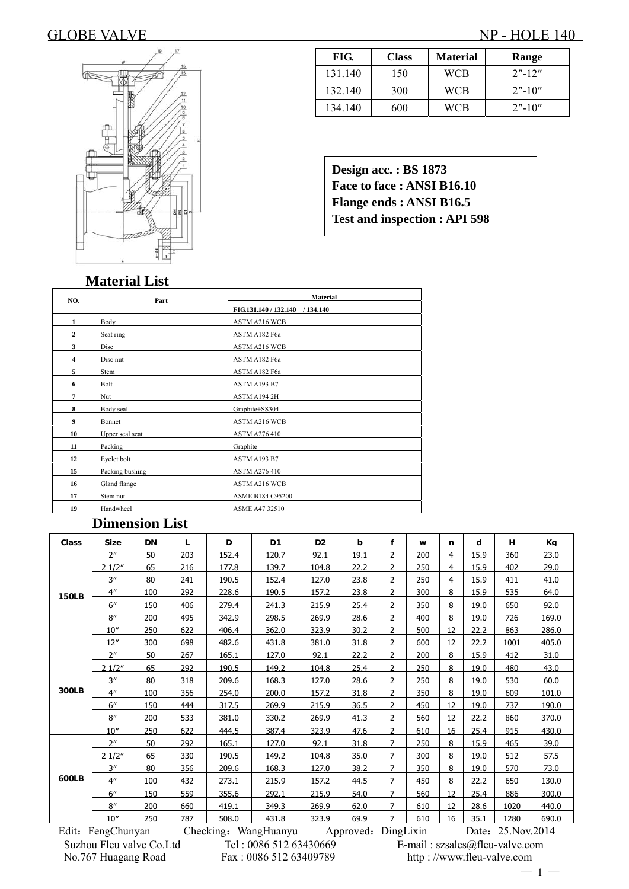GLOBE VALVE NP - HOLE 140

| FIG. | Class | Material | Range |
|---|---|---|---|
| 131.140 | 150 | WCB | 2″-12″ |
| 132.140 | 300 | WCB | 2″-10″ |
| 134.140 | 600 | WCB | 2″-10″ |

**Design acc. : BS 1873**
**Face to face : ANSI B16.10**
**Flange ends : ANSI B16.5**
**Test and inspection : API 598**

## Material List

| NO. | Part | Material |
|---|---|---|
| | | FIG.131.140 / 132.140 / 134.140 |
| 1 | Body | ASTM A216 WCB |
| 2 | Seat ring | ASTM A182 F6a |
| 3 | Disc | ASTM A216 WCB |
| 4 | Disc nut | ASTM A182 F6a |
| 5 | Stem | ASTM A182 F6a |
| 6 | Bolt | ASTM A193 B7 |
| 7 | Nut | ASTM A194 2H |
| 8 | Body seal | Graphite+SS304 |
| 9 | Bonnet | ASTM A216 WCB |
| 10 | Upper seal seat | ASTM A276 410 |
| 11 | Packing | Graphite |
| 12 | Eyelet bolt | ASTM A193 B7 |
| 15 | Packing bushing | ASTM A276 410 |
| 16 | Gland flange | ASTM A216 WCB |
| 17 | Stem nut | ASME B184 C95200 |
| 19 | Handwheel | ASME A47 32510 |

## Dimension List

| Class | Size | DN | L | D | D1 | D2 | b | f | w | n | d | H | Kg |
|---|---|---|---|---|---|---|---|---|---|---|---|---|---|
| 150LB | 2″ | 50 | 203 | 152.4 | 120.7 | 92.1 | 19.1 | 2 | 200 | 4 | 15.9 | 360 | 23.0 |
| | 2 1/2″ | 65 | 216 | 177.8 | 139.7 | 104.8 | 22.2 | 2 | 250 | 4 | 15.9 | 402 | 29.0 |
| | 3″ | 80 | 241 | 190.5 | 152.4 | 127.0 | 23.8 | 2 | 250 | 4 | 15.9 | 411 | 41.0 |
| | 4″ | 100 | 292 | 228.6 | 190.5 | 157.2 | 23.8 | 2 | 300 | 8 | 15.9 | 535 | 64.0 |
| | 6″ | 150 | 406 | 279.4 | 241.3 | 215.9 | 25.4 | 2 | 350 | 8 | 19.0 | 650 | 92.0 |
| | 8″ | 200 | 495 | 342.9 | 298.5 | 269.9 | 28.6 | 2 | 400 | 8 | 19.0 | 726 | 169.0 |
| | 10″ | 250 | 622 | 406.4 | 362.0 | 323.9 | 30.2 | 2 | 500 | 12 | 22.2 | 863 | 286.0 |
| | 12″ | 300 | 698 | 482.6 | 431.8 | 381.0 | 31.8 | 2 | 600 | 12 | 22.2 | 1001 | 405.0 |
| 300LB | 2″ | 50 | 267 | 165.1 | 127.0 | 92.1 | 22.2 | 2 | 200 | 8 | 15.9 | 412 | 31.0 |
| | 2 1/2″ | 65 | 292 | 190.5 | 149.2 | 104.8 | 25.4 | 2 | 250 | 8 | 19.0 | 480 | 43.0 |
| | 3″ | 80 | 318 | 209.6 | 168.3 | 127.0 | 28.6 | 2 | 250 | 8 | 19.0 | 530 | 60.0 |
| | 4″ | 100 | 356 | 254.0 | 200.0 | 157.2 | 31.8 | 2 | 350 | 8 | 19.0 | 609 | 101.0 |
| | 6″ | 150 | 444 | 317.5 | 269.9 | 215.9 | 36.5 | 2 | 450 | 12 | 19.0 | 737 | 190.0 |
| | 8″ | 200 | 533 | 381.0 | 330.2 | 269.9 | 41.3 | 2 | 560 | 12 | 22.2 | 860 | 370.0 |
| | 10″ | 250 | 622 | 444.5 | 387.4 | 323.9 | 47.6 | 2 | 610 | 16 | 25.4 | 915 | 430.0 |
| 600LB | 2″ | 50 | 292 | 165.1 | 127.0 | 92.1 | 31.8 | 7 | 250 | 8 | 15.9 | 465 | 39.0 |
| | 2 1/2″ | 65 | 330 | 190.5 | 149.2 | 104.8 | 35.0 | 7 | 300 | 8 | 19.0 | 512 | 57.5 |
| | 3″ | 80 | 356 | 209.6 | 168.3 | 127.0 | 38.2 | 7 | 350 | 8 | 19.0 | 570 | 73.0 |
| | 4″ | 100 | 432 | 273.1 | 215.9 | 157.2 | 44.5 | 7 | 450 | 8 | 22.2 | 650 | 130.0 |
| | 6″ | 150 | 559 | 355.6 | 292.1 | 215.9 | 54.0 | 7 | 560 | 12 | 25.4 | 886 | 300.0 |
| | 8″ | 200 | 660 | 419.1 | 349.3 | 269.9 | 62.0 | 7 | 610 | 12 | 28.6 | 1020 | 440.0 |
| | 10″ | 250 | 787 | 508.0 | 431.8 | 323.9 | 69.9 | 7 | 610 | 16 | 35.1 | 1280 | 690.0 |

Edit：FengChunyan Checking：WangHuanyu Approved：DingLixin Date：25.Nov.2014

Suzhou Fleu valve Co.Ltd Tel : 0086 512 63430669 E-mail : szsales@fleu-valve.com

No.767 Huagang Road Fax : 0086 512 63409789 http : //www.fleu-valve.com